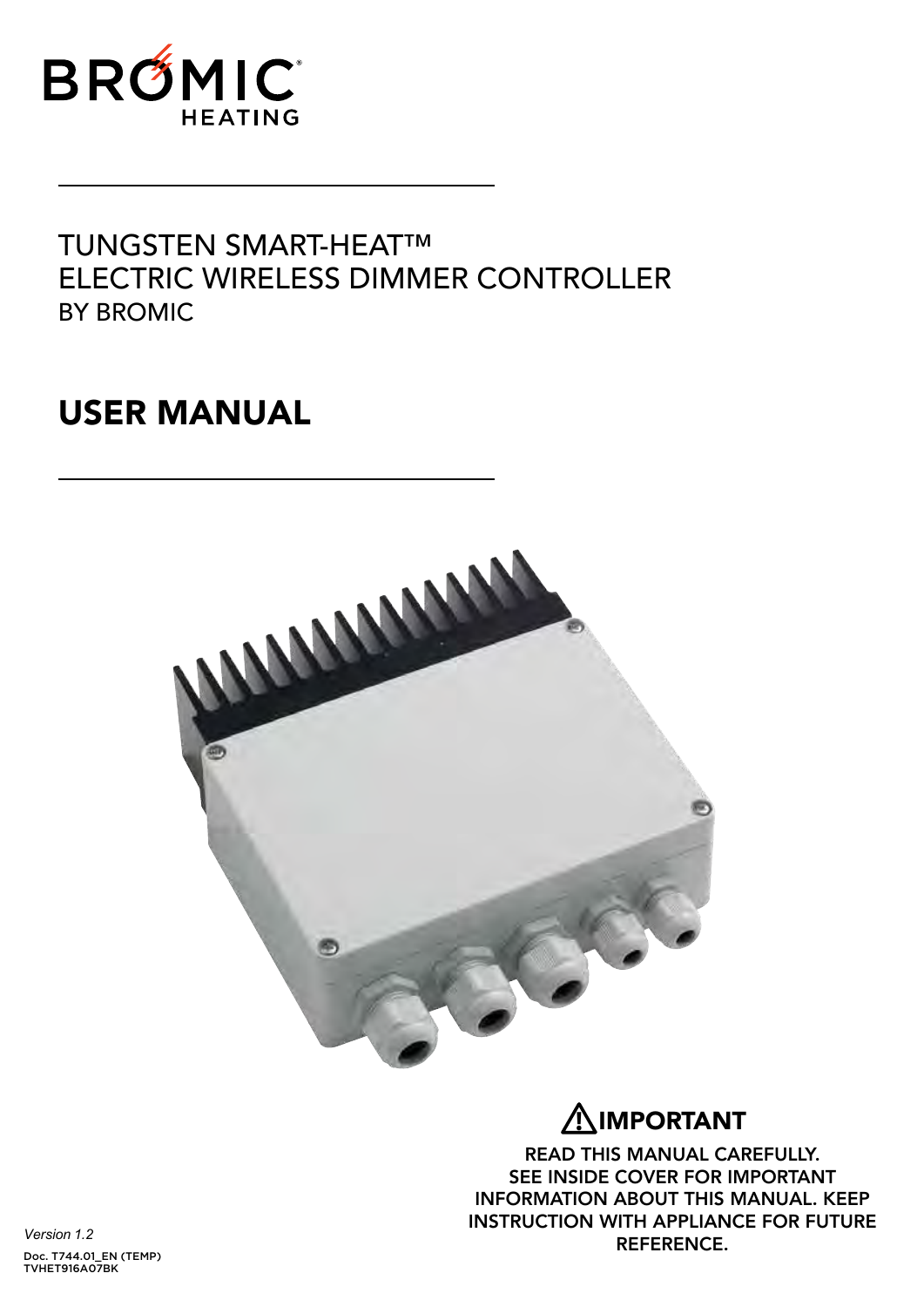BROMIC HEATING

# TUNGSTEN SMART-HEAT™ ELECTRIC WIRELESS DIMMER CONTROLLER BY BROMIC

## USER MANUAL

### ⚠ IMPORTANT

READ THIS MANUAL CAREFULLY. SEE INSIDE COVER FOR IMPORTANT INFORMATION ABOUT THIS MANUAL. KEEP INSTRUCTION WITH APPLIANCE FOR FUTURE REFERENCE.

*Version 1.2*

Doc. T744.01_EN (TEMP)
TVHET916A07BK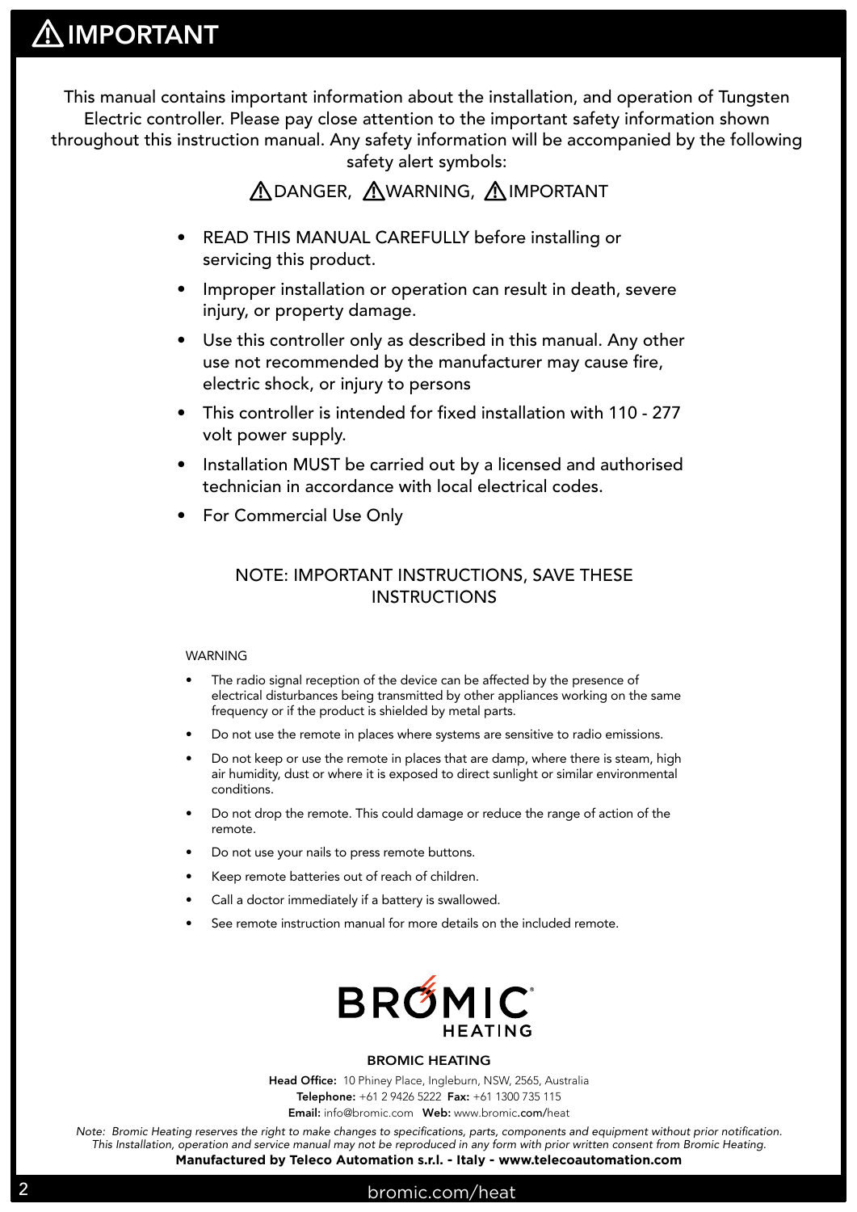# ⚠ IMPORTANT

This manual contains important information about the installation, and operation of Tungsten Electric controller. Please pay close attention to the important safety information shown throughout this instruction manual. Any safety information will be accompanied by the following safety alert symbols:

⚠DANGER, ⚠WARNING, ⚠IMPORTANT

- READ THIS MANUAL CAREFULLY before installing or servicing this product.
- Improper installation or operation can result in death, severe injury, or property damage.
- Use this controller only as described in this manual. Any other use not recommended by the manufacturer may cause fire, electric shock, or injury to persons
- This controller is intended for fixed installation with 110 - 277 volt power supply.
- Installation MUST be carried out by a licensed and authorised technician in accordance with local electrical codes.
- For Commercial Use Only

NOTE: IMPORTANT INSTRUCTIONS, SAVE THESE INSTRUCTIONS

WARNING

- The radio signal reception of the device can be affected by the presence of electrical disturbances being transmitted by other appliances working on the same frequency or if the product is shielded by metal parts.
- Do not use the remote in places where systems are sensitive to radio emissions.
- Do not keep or use the remote in places that are damp, where there is steam, high air humidity, dust or where it is exposed to direct sunlight or similar environmental conditions.
- Do not drop the remote. This could damage or reduce the range of action of the remote.
- Do not use your nails to press remote buttons.
- Keep remote batteries out of reach of children.
- Call a doctor immediately if a battery is swallowed.
- See remote instruction manual for more details on the included remote.

BROMIC HEATING

**BROMIC HEATING**

**Head Office:** 10 Phiney Place, Ingleburn, NSW, 2565, Australia
**Telephone:** +61 2 9426 5222 **Fax:** +61 1300 735 115
**Email:** info@bromic.com **Web:** www.bromic.com/heat

*Note: Bromic Heating reserves the right to make changes to specifications, parts, components and equipment without prior notification. This Installation, operation and service manual may not be reproduced in any form with prior written consent from Bromic Heating.*

**Manufactured by Teleco Automation s.r.l. - Italy - www.telecoautomation.com**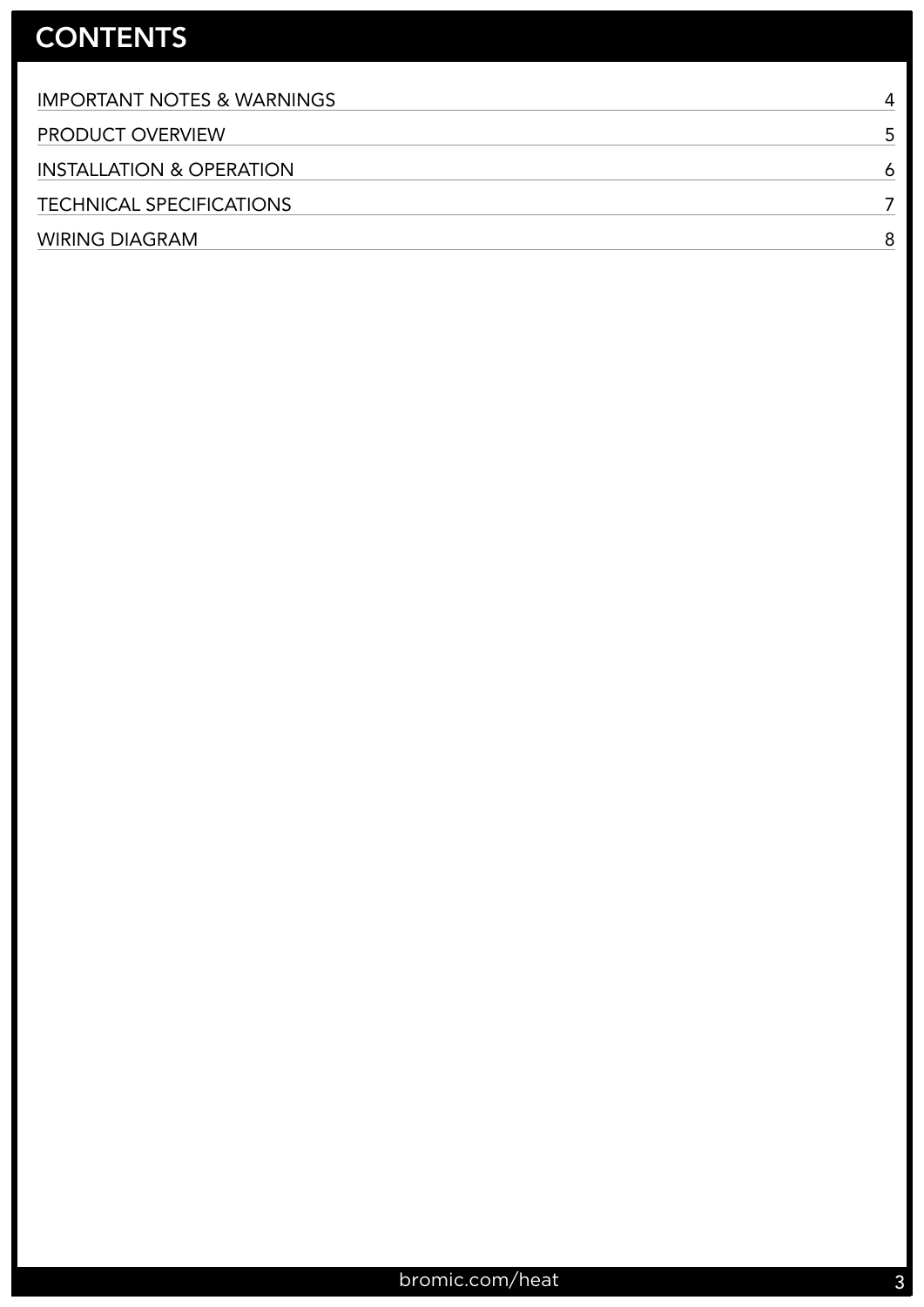# CONTENTS

| | |
|---|---|
| IMPORTANT NOTES & WARNINGS | 4 |
| PRODUCT OVERVIEW | 5 |
| INSTALLATION & OPERATION | 6 |
| TECHNICAL SPECIFICATIONS | 7 |
| WIRING DIAGRAM | 8 |

bromic.com/heat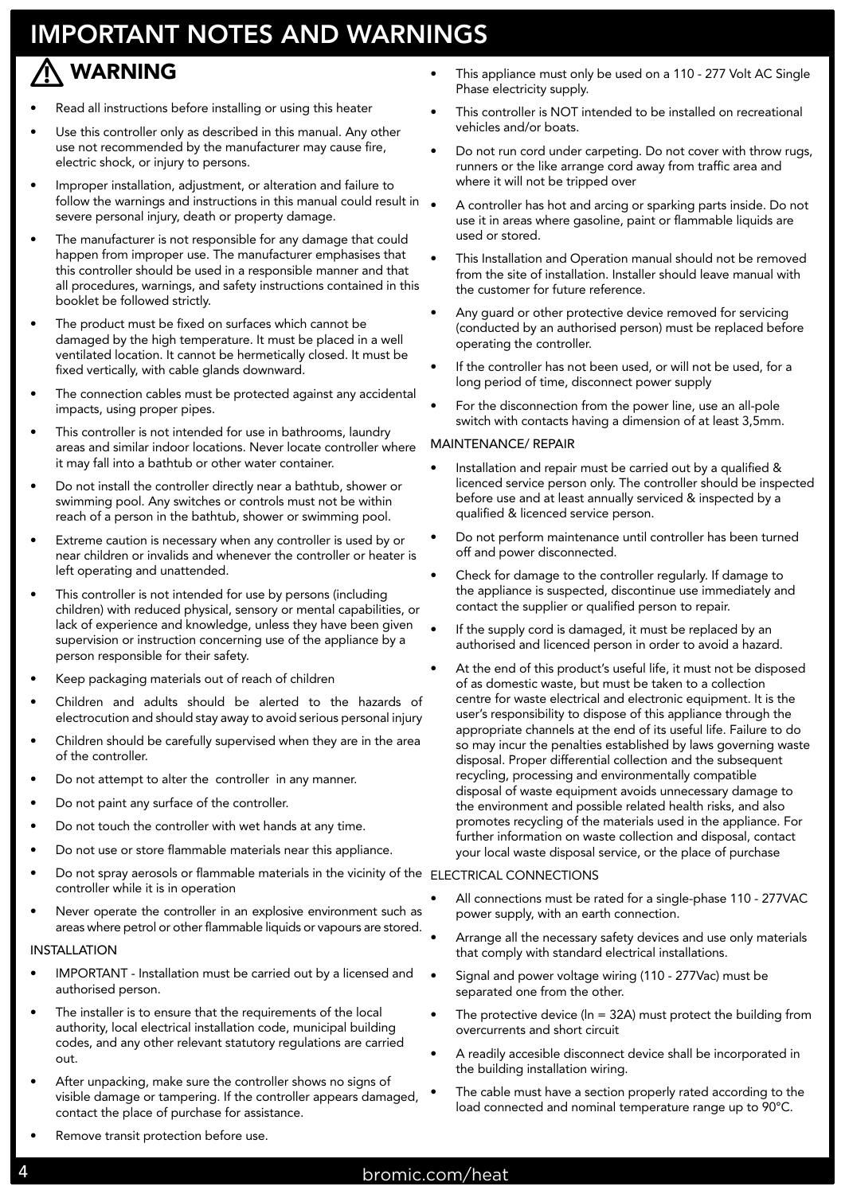# IMPORTANT NOTES AND WARNINGS

## ⚠ WARNING

- Read all instructions before installing or using this heater
- Use this controller only as described in this manual. Any other use not recommended by the manufacturer may cause fire, electric shock, or injury to persons.
- Improper installation, adjustment, or alteration and failure to follow the warnings and instructions in this manual could result in severe personal injury, death or property damage.
- The manufacturer is not responsible for any damage that could happen from improper use. The manufacturer emphasises that this controller should be used in a responsible manner and that all procedures, warnings, and safety instructions contained in this booklet be followed strictly.
- The product must be fixed on surfaces which cannot be damaged by the high temperature. It must be placed in a well ventilated location. It cannot be hermetically closed. It must be fixed vertically, with cable glands downward.
- The connection cables must be protected against any accidental impacts, using proper pipes.
- This controller is not intended for use in bathrooms, laundry areas and similar indoor locations. Never locate controller where it may fall into a bathtub or other water container.
- Do not install the controller directly near a bathtub, shower or swimming pool. Any switches or controls must not be within reach of a person in the bathtub, shower or swimming pool.
- Extreme caution is necessary when any controller is used by or near children or invalids and whenever the controller or heater is left operating and unattended.
- This controller is not intended for use by persons (including children) with reduced physical, sensory or mental capabilities, or lack of experience and knowledge, unless they have been given supervision or instruction concerning use of the appliance by a person responsible for their safety.
- Keep packaging materials out of reach of children
- Children and adults should be alerted to the hazards of electrocution and should stay away to avoid serious personal injury
- Children should be carefully supervised when they are in the area of the controller.
- Do not attempt to alter the controller in any manner.
- Do not paint any surface of the controller.
- Do not touch the controller with wet hands at any time.
- Do not use or store flammable materials near this appliance.
- Do not spray aerosols or flammable materials in the vicinity of the controller while it is in operation
- Never operate the controller in an explosive environment such as areas where petrol or other flammable liquids or vapours are stored.

### INSTALLATION

- IMPORTANT - Installation must be carried out by a licensed and authorised person.
- The installer is to ensure that the requirements of the local authority, local electrical installation code, municipal building codes, and any other relevant statutory regulations are carried out.
- After unpacking, make sure the controller shows no signs of visible damage or tampering. If the controller appears damaged, contact the place of purchase for assistance.
- Remove transit protection before use.
- This appliance must only be used on a 110 - 277 Volt AC Single Phase electricity supply.
- This controller is NOT intended to be installed on recreational vehicles and/or boats.
- Do not run cord under carpeting. Do not cover with throw rugs, runners or the like arrange cord away from traffic area and where it will not be tripped over
- A controller has hot and arcing or sparking parts inside. Do not use it in areas where gasoline, paint or flammable liquids are used or stored.
- This Installation and Operation manual should not be removed from the site of installation. Installer should leave manual with the customer for future reference.
- Any guard or other protective device removed for servicing (conducted by an authorised person) must be replaced before operating the controller.
- If the controller has not been used, or will not be used, for a long period of time, disconnect power supply
- For the disconnection from the power line, use an all-pole switch with contacts having a dimension of at least 3,5mm.

### MAINTENANCE/ REPAIR

- Installation and repair must be carried out by a qualified & licenced service person only. The controller should be inspected before use and at least annually serviced & inspected by a qualified & licenced service person.
- Do not perform maintenance until controller has been turned off and power disconnected.
- Check for damage to the controller regularly. If damage to the appliance is suspected, discontinue use immediately and contact the supplier or qualified person to repair.
- If the supply cord is damaged, it must be replaced by an authorised and licenced person in order to avoid a hazard.
- At the end of this product's useful life, it must not be disposed of as domestic waste, but must be taken to a collection centre for waste electrical and electronic equipment. It is the user's responsibility to dispose of this appliance through the appropriate channels at the end of its useful life. Failure to do so may incur the penalties established by laws governing waste disposal. Proper differential collection and the subsequent recycling, processing and environmentally compatible disposal of waste equipment avoids unnecessary damage to the environment and possible related health risks, and also promotes recycling of the materials used in the appliance. For further information on waste collection and disposal, contact your local waste disposal service, or the place of purchase

### ELECTRICAL CONNECTIONS

- All connections must be rated for a single-phase 110 - 277VAC power supply, with an earth connection.
- Arrange all the necessary safety devices and use only materials that comply with standard electrical installations.
- Signal and power voltage wiring (110 - 277Vac) must be separated one from the other.
- The protective device (ln = 32A) must protect the building from overcurrents and short circuit
- A readily accesible disconnect device shall be incorporated in the building installation wiring.
- The cable must have a section properly rated according to the load connected and nominal temperature range up to 90°C.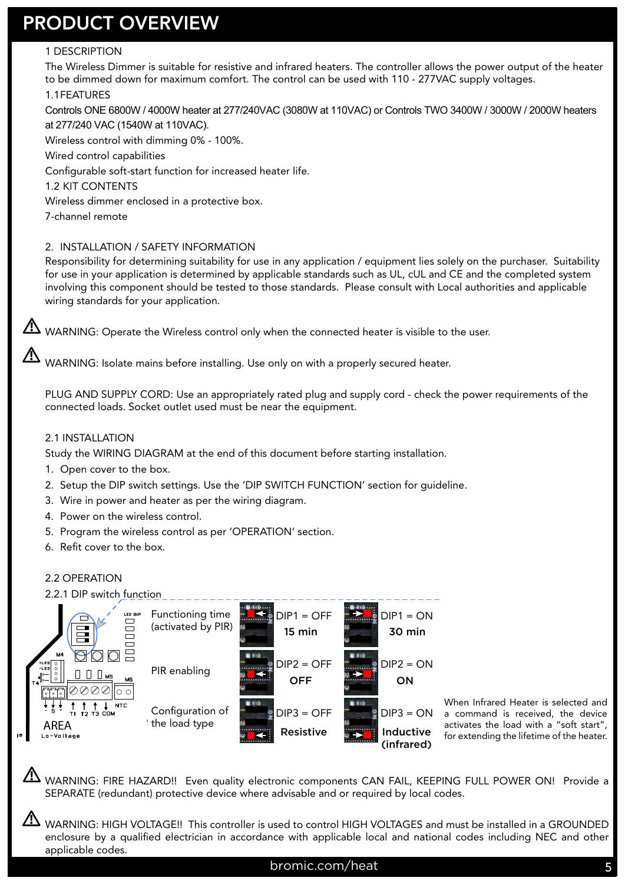# PRODUCT OVERVIEW

## 1 DESCRIPTION

The Wireless Dimmer is suitable for resistive and infrared heaters. The controller allows the power output of the heater to be dimmed down for maximum comfort. The control can be used with 110 - 277VAC supply voltages.

### 1.1 FEATURES

Controls ONE 6800W / 4000W heater at 277/240VAC (3080W at 110VAC) or Controls TWO 3400W / 3000W / 2000W heaters at 277/240 VAC (1540W at 110VAC).

Wireless control with dimming 0% - 100%.

Wired control capabilities

Configurable soft-start function for increased heater life.

### 1.2 KIT CONTENTS

Wireless dimmer enclosed in a protective box.

7-channel remote

## 2. INSTALLATION / SAFETY INFORMATION

Responsibility for determining suitability for use in any application / equipment lies solely on the purchaser. Suitability for use in your application is determined by applicable standards such as UL, cUL and CE and the completed system involving this component should be tested to those standards. Please consult with Local authorities and applicable wiring standards for your application.

⚠ WARNING: Operate the Wireless control only when the connected heater is visible to the user.

⚠ WARNING: Isolate mains before installing. Use only on with a properly secured heater.

PLUG AND SUPPLY CORD: Use an appropriately rated plug and supply cord - check the power requirements of the connected loads. Socket outlet used must be near the equipment.

### 2.1 INSTALLATION

Study the WIRING DIAGRAM at the end of this document before starting installation.

1. Open cover to the box.
2. Setup the DIP switch settings. Use the 'DIP SWITCH FUNCTION' section for guideline.
3. Wire in power and heater as per the wiring diagram.
4. Power on the wireless control.
5. Program the wireless control as per 'OPERATION' section.
6. Refit cover to the box.

### 2.2 OPERATION

#### 2.2.1 DIP switch function

| Function | OFF | ON |
|---|---|---|
| Functioning time (activated by PIR) | DIP1 = OFF 15 min | DIP1 = ON 30 min |
| PIR enabling | DIP2 = OFF OFF | DIP2 = ON ON |
| Configuration of the load type | DIP3 = OFF Resistive | DIP3 = ON Inductive (infrared) |

When Infrared Heater is selected and a command is received, the device activates the load with a "soft start", for extending the lifetime of the heater.

⚠ WARNING: FIRE HAZARD!! Even quality electronic components CAN FAIL, KEEPING FULL POWER ON! Provide a SEPARATE (redundant) protective device where advisable and or required by local codes.

⚠ WARNING: HIGH VOLTAGE!! This controller is used to control HIGH VOLTAGES and must be installed in a GROUNDED enclosure by a qualified electrician in accordance with applicable local and national codes including NEC and other applicable codes.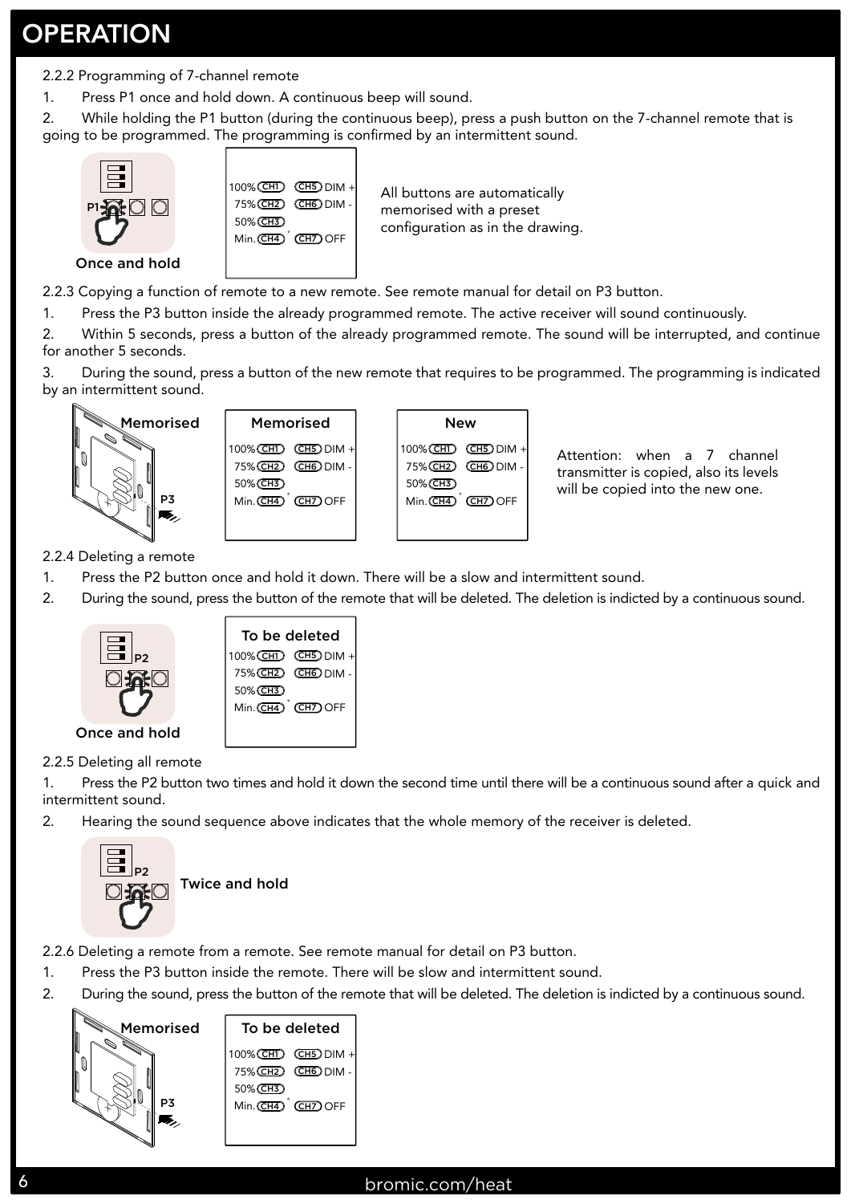# OPERATION

2.2.2 Programming of 7-channel remote

1. Press P1 once and hold down. A continuous beep will sound.
2. While holding the P1 button (during the continuous beep), press a push button on the 7-channel remote that is going to be programmed. The programming is confirmed by an intermittent sound.

P1

Once and hold

100% CH1 CH5 DIM +
75% CH2 CH6 DIM -
50% CH3
Min. CH4 CH7 OFF

All buttons are automatically memorised with a preset configuration as in the drawing.

2.2.3 Copying a function of remote to a new remote. See remote manual for detail on P3 button.

1. Press the P3 button inside the already programmed remote. The active receiver will sound continuously.
2. Within 5 seconds, press a button of the already programmed remote. The sound will be interrupted, and continue for another 5 seconds.
3. During the sound, press a button of the new remote that requires to be programmed. The programming is indicated by an intermittent sound.

Memorised

P3

**Memorised**

100% CH1 CH5 DIM +
75% CH2 CH6 DIM -
50% CH3
Min. CH4 CH7 OFF

**New**

100% CH1 CH5 DIM +
75% CH2 CH6 DIM -
50% CH3
Min. CH4 CH7 OFF

Attention: when a 7 channel transmitter is copied, also its levels will be copied into the new one.

2.2.4 Deleting a remote

1. Press the P2 button once and hold it down. There will be a slow and intermittent sound.
2. During the sound, press the button of the remote that will be deleted. The deletion is indicted by a continuous sound.

P2

Once and hold

**To be deleted**

100% CH1 CH5 DIM +
75% CH2 CH6 DIM -
50% CH3
Min. CH4 CH7 OFF

2.2.5 Deleting all remote

1. Press the P2 button two times and hold it down the second time until there will be a continuous sound after a quick and intermittent sound.
2. Hearing the sound sequence above indicates that the whole memory of the receiver is deleted.

P2

Twice and hold

2.2.6 Deleting a remote from a remote. See remote manual for detail on P3 button.

1. Press the P3 button inside the remote. There will be slow and intermittent sound.
2. During the sound, press the button of the remote that will be deleted. The deletion is indicted by a continuous sound.

Memorised

P3

**To be deleted**

100% CH1 CH5 DIM +
75% CH2 CH6 DIM -
50% CH3
Min. CH4 CH7 OFF

bromic.com/heat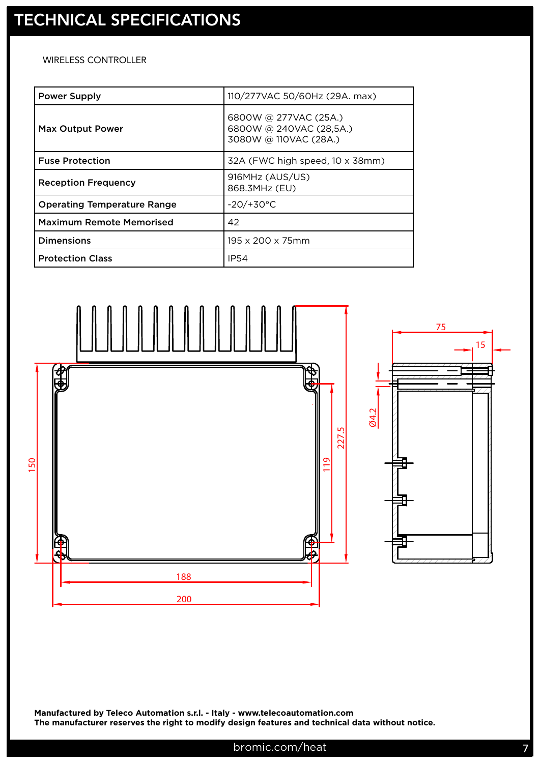# TECHNICAL SPECIFICATIONS

WIRELESS CONTROLLER

| Power Supply | 110/277VAC 50/60Hz (29A. max) |
|---|---|
| Max Output Power | 6800W @ 277VAC (25A.)<br>6800W @ 240VAC (28,5A.)<br>3080W @ 110VAC (28A.) |
| Fuse Protection | 32A (FWC high speed, 10 x 38mm) |
| Reception Frequency | 916MHz (AUS/US)<br>868.3MHz (EU) |
| Operating Temperature Range | -20/+30°C |
| Maximum Remote Memorised | 42 |
| Dimensions | 195 x 200 x 75mm |
| Protection Class | IP54 |

**Manufactured by Teleco Automation s.r.l. - Italy - www.telecoautomation.com**
**The manufacturer reserves the right to modify design features and technical data without notice.**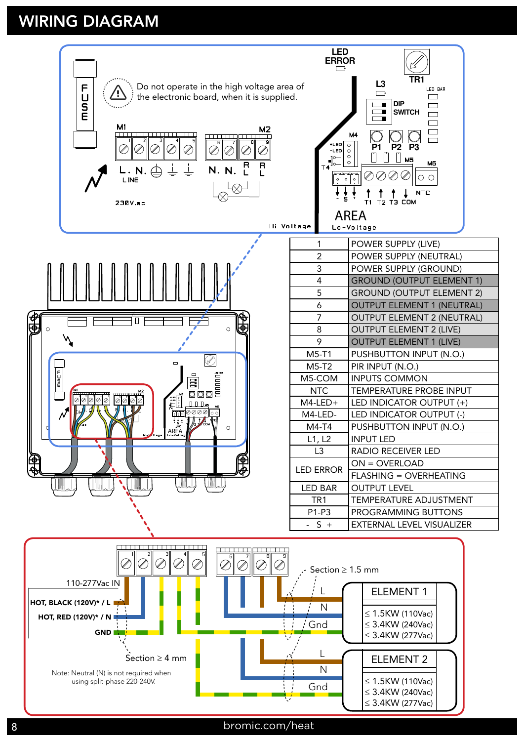# WIRING DIAGRAM

Do not operate in the high voltage area of the electronic board, when it is supplied.

FUSE

M1

M2

L. N.

LINE

N. N. R L R L

230V.ac

Hi-Voltage

LED ERROR

TR1

L3

LED BAR

DIP SWITCH

M4

+LED -LED

T4

P1 P2 P3

M5

M6

- S +

T1 T2 T3 COM

NTC

AREA Lo-Voltage

| | |
|---|---|
| 1 | POWER SUPPLY (LIVE) |
| 2 | POWER SUPPLY (NEUTRAL) |
| 3 | POWER SUPPLY (GROUND) |
| 4 | GROUND (OUTPUT ELEMENT 1) |
| 5 | GROUND (OUTPUT ELEMENT 2) |
| 6 | OUTPUT ELEMENT 1 (NEUTRAL) |
| 7 | OUTPUT ELEMENT 2 (NEUTRAL) |
| 8 | OUTPUT ELEMENT 2 (LIVE) |
| 9 | OUTPUT ELEMENT 1 (LIVE) |
| M5-T1 | PUSHBUTTON INPUT (N.O.) |
| M5-T2 | PIR INPUT (N.O.) |
| M5-COM | INPUTS COMMON |
| NTC | TEMPERATURE PROBE INPUT |
| M4-LED+ | LED INDICATOR OUTPUT (+) |
| M4-LED- | LED INDICATOR OUTPUT (-) |
| M4-T4 | PUSHBUTTON INPUT (N.O.) |
| L1, L2 | INPUT LED |
| L3 | RADIO RECEIVER LED |
| LED ERROR | ON = OVERLOAD |
| | FLASHING = OVERHEATING |
| LED BAR | OUTPUT LEVEL |
| TR1 | TEMPERATURE ADJUSTMENT |
| P1-P3 | PROGRAMMING BUTTONS |
| - S + | EXTERNAL LEVEL VISUALIZER |

110-277Vac IN

HOT, BLACK (120V)* / L

HOT, RED (120V)* / N

GND

Section ≥ 4 mm

Note: Neutral (N) is not required when using split-phase 220-240V.

Section ≥ 1.5 mm

L N Gnd

ELEMENT 1

≤ 1.5KW (110Vac)
≤ 3.4KW (240Vac)
≤ 3.4KW (277Vac)

L N Gnd

ELEMENT 2

≤ 1.5KW (110Vac)
≤ 3.4KW (240Vac)
≤ 3.4KW (277Vac)

bromic.com/heat